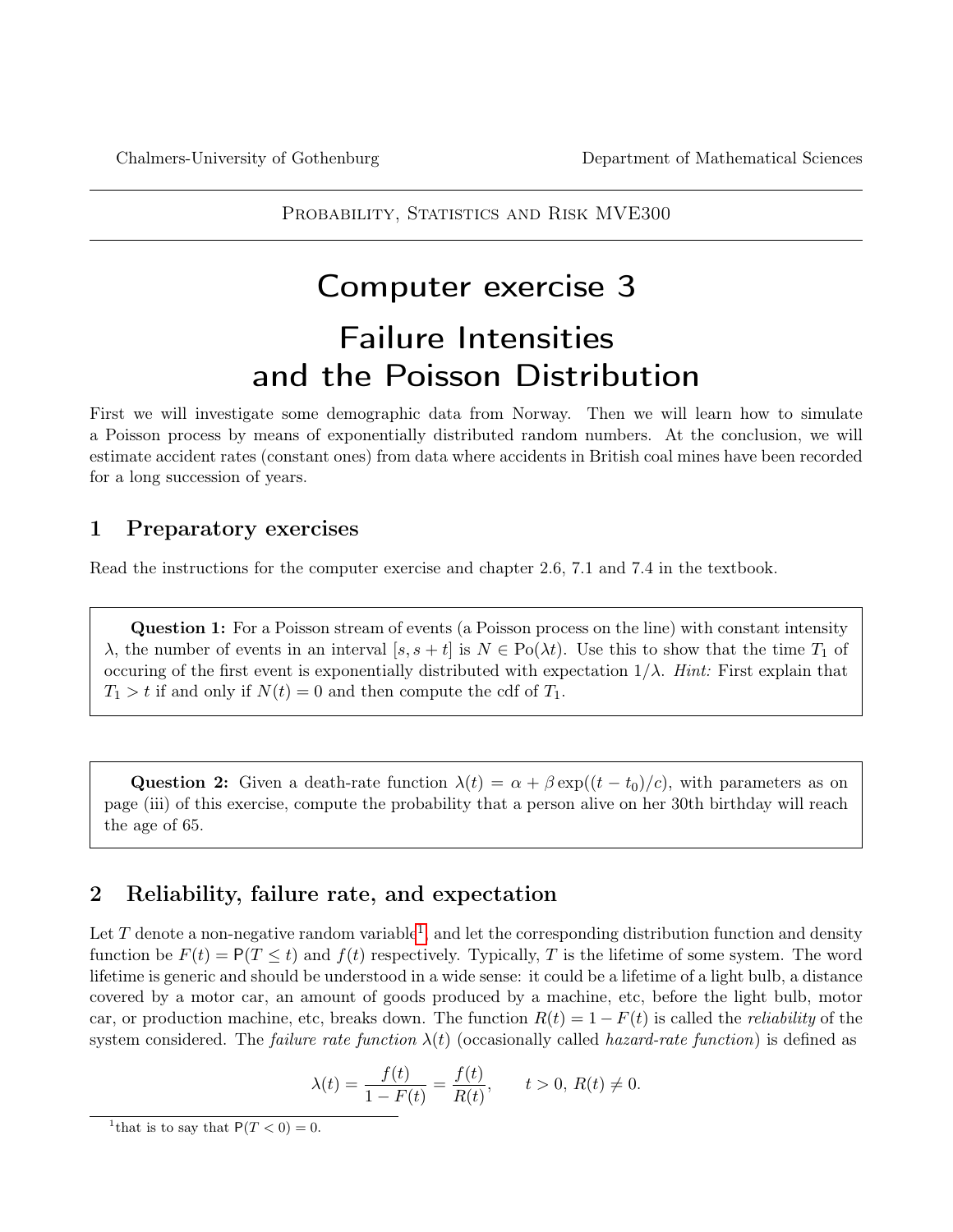Chalmers-University of Gothenburg — Department of Mathematical Sciences

Probability, Statistics and Risk MVE300

# Computer exercise 3

# Failure Intensities and the Poisson Distribution

First we will investigate some demographic data from Norway. Then we will learn how to simulate a Poisson process by means of exponentially distributed random numbers. At the conclusion, we will estimate accident rates (constant ones) from data where accidents in British coal mines have been recorded for a long succession of years.

## 1 Preparatory exercises

Read the instructions for the computer exercise and chapter 2.6, 7.1 and 7.4 in the textbook.

> **Question 1:** For a Poisson stream of events (a Poisson process on the line) with constant intensity $\lambda$, the number of events in an interval $[s, s+t]$ is $N \in \mathrm{Po}(\lambda t)$. Use this to show that the time $T_1$ of occuring of the first event is exponentially distributed with expectation $1/\lambda$. *Hint:* First explain that $T_1 > t$ if and only if $N(t) = 0$ and then compute the cdf of $T_1$.

> **Question 2:** Given a death-rate function $\lambda(t) = \alpha + \beta \exp((t - t_0)/c)$, with parameters as on page (iii) of this exercise, compute the probability that a person alive on her 30th birthday will reach the age of 65.

## 2 Reliability, failure rate, and expectation

Let $T$ denote a non-negative random variable[1], and let the corresponding distribution function and density function be $F(t) = \mathsf{P}(T \le t)$ and $f(t)$ respectively. Typically, $T$ is the lifetime of some system. The word lifetime is generic and should be understood in a wide sense: it could be a lifetime of a light bulb, a distance covered by a motor car, an amount of goods produced by a machine, etc, before the light bulb, motor car, or production machine, etc, breaks down. The function $R(t) = 1 - F(t)$ is called the *reliability* of the system considered. The *failure rate function* $\lambda(t)$ (occasionally called *hazard-rate function*) is defined as

$$\lambda(t) = \frac{f(t)}{1 - F(t)} = \frac{f(t)}{R(t)}, \qquad t > 0,\ R(t) \neq 0.$$

[1] that is to say that $\mathsf{P}(T < 0) = 0$.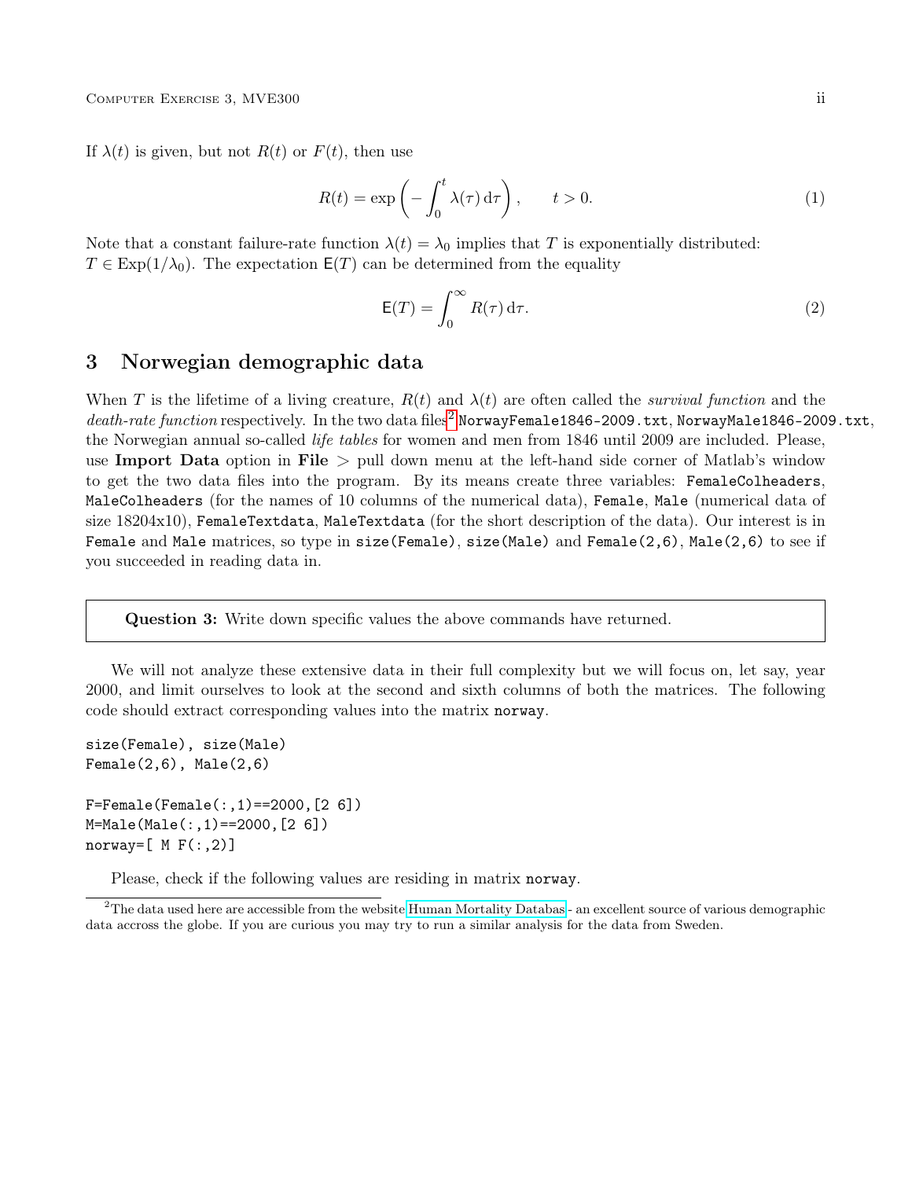If $\lambda(t)$ is given, but not $R(t)$ or $F(t)$, then use

$$R(t) = \exp\left(-\int_0^t \lambda(\tau)\,\mathrm{d}\tau\right), \qquad t > 0. \tag{1}$$

Note that a constant failure-rate function $\lambda(t) = \lambda_0$ implies that $T$ is exponentially distributed: $T \in \mathrm{Exp}(1/\lambda_0)$. The expectation $\mathsf{E}(T)$ can be determined from the equality

$$\mathsf{E}(T) = \int_0^\infty R(\tau)\,\mathrm{d}\tau. \tag{2}$$

## 3 Norwegian demographic data

When $T$ is the lifetime of a living creature, $R(t)$ and $\lambda(t)$ are often called the *survival function* and the *death-rate function* respectively. In the two data files[2] `NorwayFemale1846-2009.txt`, `NorwayMale1846-2009.txt`, the Norwegian annual so-called *life tables* for women and men from 1846 until 2009 are included. Please, use **Import Data** option in **File** > pull down menu at the left-hand side corner of Matlab's window to get the two data files into the program. By its means create three variables: `FemaleColheaders`, `MaleColheaders` (for the names of 10 columns of the numerical data), `Female`, `Male` (numerical data of size 18204x10), `FemaleTextdata`, `MaleTextdata` (for the short description of the data). Our interest is in `Female` and `Male` matrices, so type in `size(Female)`, `size(Male)` and `Female(2,6)`, `Male(2,6)` to see if you succeeded in reading data in.

> **Question 3:** Write down specific values the above commands have returned.

We will not analyze these extensive data in their full complexity but we will focus on, let say, year 2000, and limit ourselves to look at the second and sixth columns of both the matrices. The following code should extract corresponding values into the matrix `norway`.

```
size(Female), size(Male)
Female(2,6), Male(2,6)

F=Female(Female(:,1)==2000,[2 6])
M=Male(Male(:,1)==2000,[2 6])
norway=[ M F(:,2)]
```

Please, check if the following values are residing in matrix `norway`.

---

[2] The data used here are accessible from the website Human Mortality Databas - an excellent source of various demographic data accross the globe. If you are curious you may try to run a similar analysis for the data from Sweden.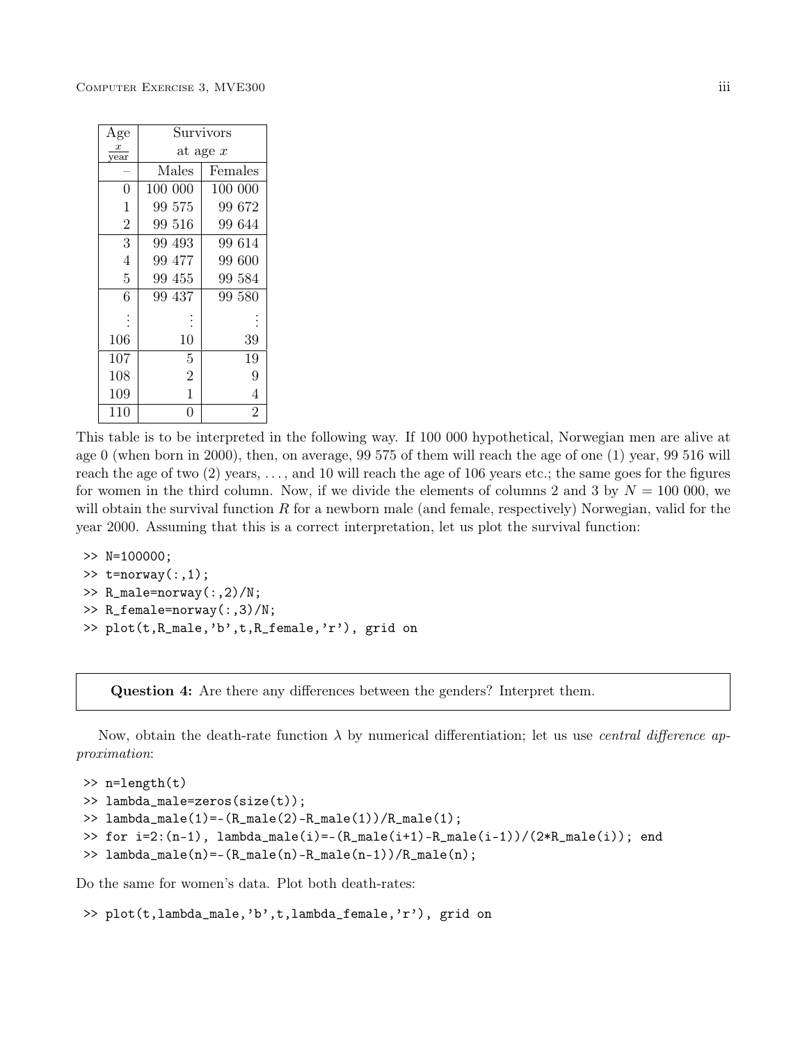| Age $\frac{x}{\text{year}}$ | Survivors at age $x$ | |
|---|---|---|
| – | Males | Females |
| 0 | 100 000 | 100 000 |
| 1 | 99 575 | 99 672 |
| 2 | 99 516 | 99 644 |
| 3 | 99 493 | 99 614 |
| 4 | 99 477 | 99 600 |
| 5 | 99 455 | 99 584 |
| 6 | 99 437 | 99 580 |
| ⋮ | ⋮ | ⋮ |
| 106 | 10 | 39 |
| 107 | 5 | 19 |
| 108 | 2 | 9 |
| 109 | 1 | 4 |
| 110 | 0 | 2 |

This table is to be interpreted in the following way. If 100 000 hypothetical, Norwegian men are alive at age 0 (when born in 2000), then, on average, 99 575 of them will reach the age of one (1) year, 99 516 will reach the age of two (2) years, ..., and 10 will reach the age of 106 years etc.; the same goes for the figures for women in the third column. Now, if we divide the elements of columns 2 and 3 by $N = 100\ 000$, we will obtain the survival function $R$ for a newborn male (and female, respectively) Norwegian, valid for the year 2000. Assuming that this is a correct interpretation, let us plot the survival function:

```
>> N=100000;
>> t=norway(:,1);
>> R_male=norway(:,2)/N;
>> R_female=norway(:,3)/N;
>> plot(t,R_male,'b',t,R_female,'r'), grid on
```

**Question 4:** Are there any differences between the genders? Interpret them.

Now, obtain the death-rate function $\lambda$ by numerical differentiation; let us use *central difference approximation*:

```
>> n=length(t)
>> lambda_male=zeros(size(t));
>> lambda_male(1)=-(R_male(2)-R_male(1))/R_male(1);
>> for i=2:(n-1), lambda_male(i)=-(R_male(i+1)-R_male(i-1))/(2*R_male(i)); end
>> lambda_male(n)=-(R_male(n)-R_male(n-1))/R_male(n);
```

Do the same for women's data. Plot both death-rates:

```
>> plot(t,lambda_male,'b',t,lambda_female,'r'), grid on
```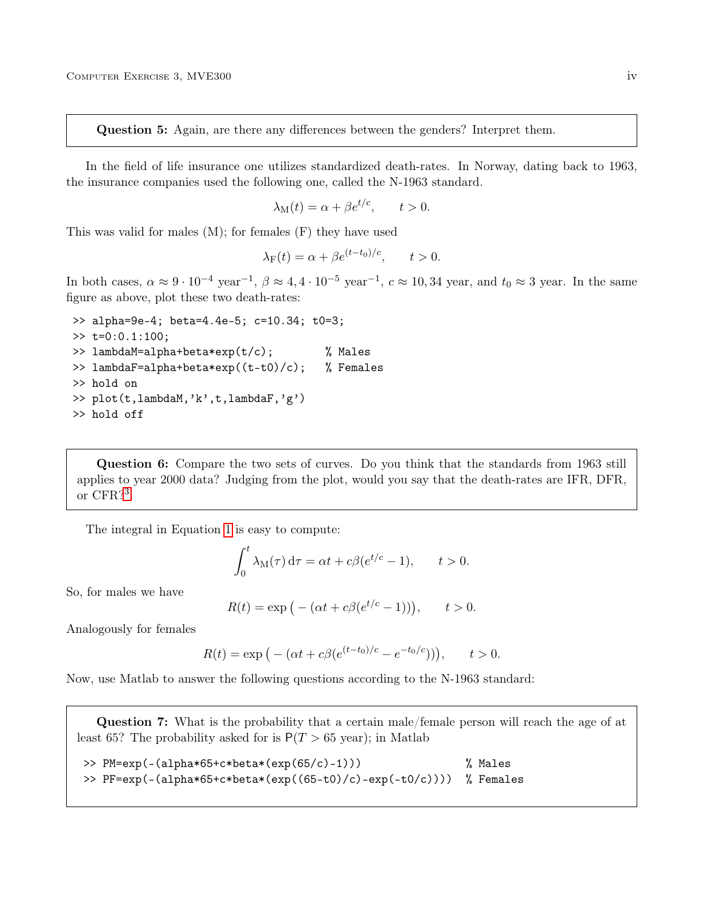> **Question 5:** Again, are there any differences between the genders? Interpret them.

In the field of life insurance one utilizes standardized death-rates. In Norway, dating back to 1963, the insurance companies used the following one, called the N-1963 standard.

$$\lambda_{\mathrm{M}}(t) = \alpha + \beta e^{t/c}, \qquad t > 0.$$

This was valid for males (M); for females (F) they have used

$$\lambda_{\mathrm{F}}(t) = \alpha + \beta e^{(t-t_0)/c}, \qquad t > 0.$$

In both cases, $\alpha \approx 9 \cdot 10^{-4}$ year$^{-1}$, $\beta \approx 4,4 \cdot 10^{-5}$ year$^{-1}$, $c \approx 10,34$ year, and $t_0 \approx 3$ year. In the same figure as above, plot these two death-rates:

```
>> alpha=9e-4; beta=4.4e-5; c=10.34; t0=3;
>> t=0:0.1:100;
>> lambdaM=alpha+beta*exp(t/c);         % Males
>> lambdaF=alpha+beta*exp((t-t0)/c);    % Females
>> hold on
>> plot(t,lambdaM,'k',t,lambdaF,'g')
>> hold off
```

> **Question 6:** Compare the two sets of curves. Do you think that the standards from 1963 still applies to year 2000 data? Judging from the plot, would you say that the death-rates are IFR, DFR, or CFR?[3]

The integral in Equation 1 is easy to compute:

$$\int_0^t \lambda_{\mathrm{M}}(\tau)\,\mathrm{d}\tau = \alpha t + c\beta(e^{t/c} - 1), \qquad t > 0.$$

So, for males we have

$$R(t) = \exp\big(-(\alpha t + c\beta(e^{t/c} - 1))\big), \qquad t > 0.$$

Analogously for females

$$R(t) = \exp\big(-(\alpha t + c\beta(e^{(t-t_0)/c} - e^{-t_0/c}))\big), \qquad t > 0.$$

Now, use Matlab to answer the following questions according to the N-1963 standard:

> **Question 7:** What is the probability that a certain male/female person will reach the age of at least 65? The probability asked for is $\mathsf{P}(T > 65 \text{ year})$; in Matlab
>
> ```
> >> PM=exp(-(alpha*65+c*beta*(exp(65/c)-1)))                 % Males
> >> PF=exp(-(alpha*65+c*beta*(exp((65-t0)/c)-exp(-t0/c))))  % Females
> ```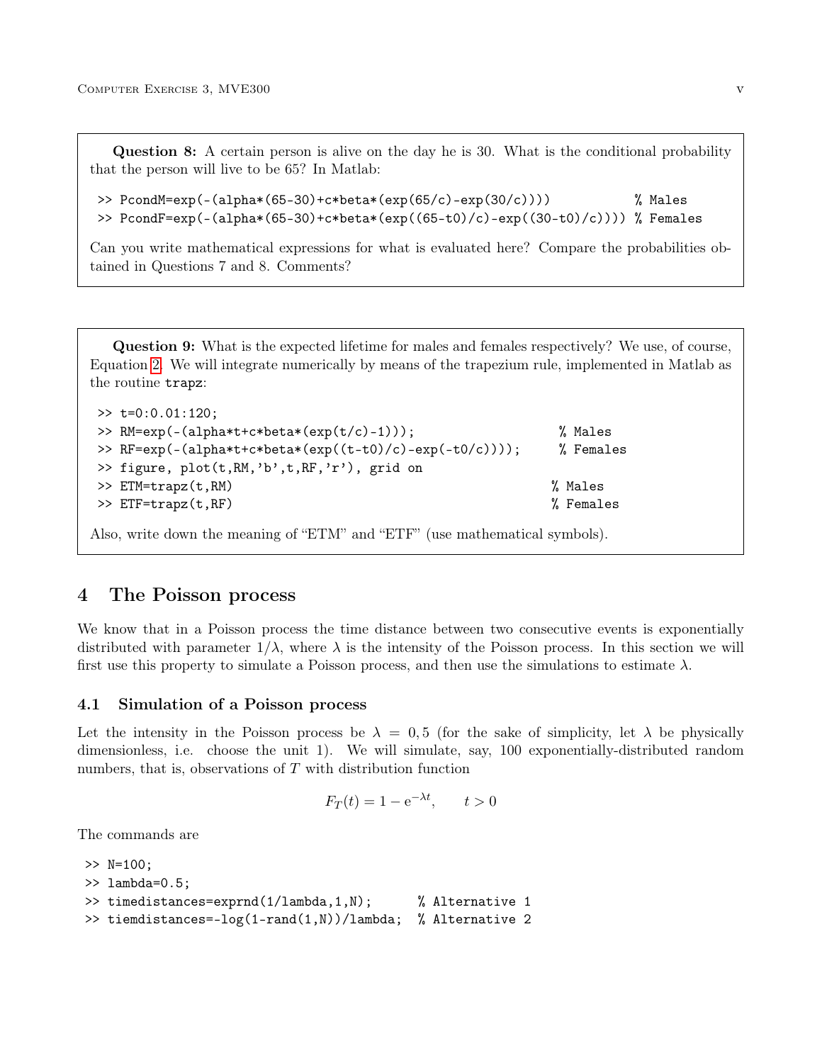**Question 8:** A certain person is alive on the day he is 30. What is the conditional probability that the person will live to be 65? In Matlab:

```
>> PcondM=exp(-(alpha*(65-30)+c*beta*(exp(65/c)-exp(30/c))))           % Males
>> PcondF=exp(-(alpha*(65-30)+c*beta*(exp((65-t0)/c)-exp((30-t0)/c)))) % Females
```

Can you write mathematical expressions for what is evaluated here? Compare the probabilities obtained in Questions 7 and 8. Comments?

**Question 9:** What is the expected lifetime for males and females respectively? We use, of course, Equation 2. We will integrate numerically by means of the trapezium rule, implemented in Matlab as the routine `trapz`:

```
>> t=0:0.01:120;
>> RM=exp(-(alpha*t+c*beta*(exp(t/c)-1)));                     % Males
>> RF=exp(-(alpha*t+c*beta*(exp((t-t0)/c)-exp(-t0/c))));      % Females
>> figure, plot(t,RM,'b',t,RF,'r'), grid on
>> ETM=trapz(t,RM)                                            % Males
>> ETF=trapz(t,RF)                                            % Females
```

Also, write down the meaning of "ETM" and "ETF" (use mathematical symbols).

# 4 The Poisson process

We know that in a Poisson process the time distance between two consecutive events is exponentially distributed with parameter $1/\lambda$, where $\lambda$ is the intensity of the Poisson process. In this section we will first use this property to simulate a Poisson process, and then use the simulations to estimate $\lambda$.

## 4.1 Simulation of a Poisson process

Let the intensity in the Poisson process be $\lambda = 0,5$ (for the sake of simplicity, let $\lambda$ be physically dimensionless, i.e. choose the unit 1). We will simulate, say, 100 exponentially-distributed random numbers, that is, observations of $T$ with distribution function

$$F_T(t) = 1 - \mathrm{e}^{-\lambda t}, \qquad t > 0$$

The commands are

```
>> N=100;
>> lambda=0.5;
>> timedistances=exprnd(1/lambda,1,N);      % Alternative 1
>> tiemdistances=-log(1-rand(1,N))/lambda;  % Alternative 2
```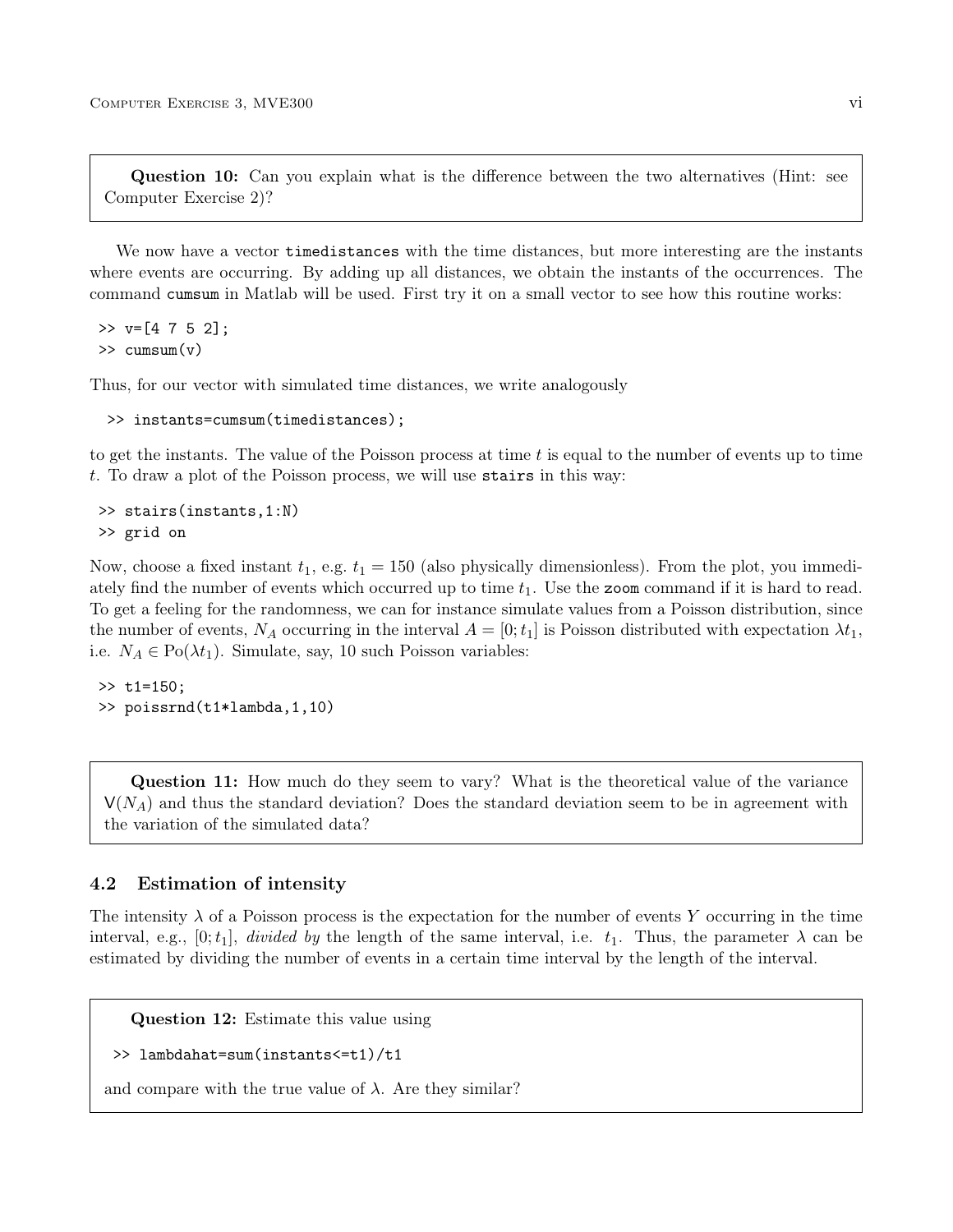**Question 10:** Can you explain what is the difference between the two alternatives (Hint: see Computer Exercise 2)?

We now have a vector `timedistances` with the time distances, but more interesting are the instants where events are occurring. By adding up all distances, we obtain the instants of the occurrences. The command `cumsum` in Matlab will be used. First try it on a small vector to see how this routine works:

```
>> v=[4 7 5 2];
>> cumsum(v)
```

Thus, for our vector with simulated time distances, we write analogously

```
>> instants=cumsum(timedistances);
```

to get the instants. The value of the Poisson process at time $t$ is equal to the number of events up to time $t$. To draw a plot of the Poisson process, we will use `stairs` in this way:

```
>> stairs(instants,1:N)
>> grid on
```

Now, choose a fixed instant $t_1$, e.g. $t_1 = 150$ (also physically dimensionless). From the plot, you immediately find the number of events which occurred up to time $t_1$. Use the `zoom` command if it is hard to read. To get a feeling for the randomness, we can for instance simulate values from a Poisson distribution, since the number of events, $N_A$ occurring in the interval $A = [0; t_1]$ is Poisson distributed with expectation $\lambda t_1$, i.e. $N_A \in \mathrm{Po}(\lambda t_1)$. Simulate, say, 10 such Poisson variables:

```
>> t1=150;
>> poissrnd(t1*lambda,1,10)
```

**Question 11:** How much do they seem to vary? What is the theoretical value of the variance $\mathsf{V}(N_A)$ and thus the standard deviation? Does the standard deviation seem to be in agreement with the variation of the simulated data?

## 4.2 Estimation of intensity

The intensity $\lambda$ of a Poisson process is the expectation for the number of events $Y$ occurring in the time interval, e.g., $[0; t_1]$, *divided by* the length of the same interval, i.e. $t_1$. Thus, the parameter $\lambda$ can be estimated by dividing the number of events in a certain time interval by the length of the interval.

**Question 12:** Estimate this value using

```
>> lambdahat=sum(instants<=t1)/t1
```

and compare with the true value of $\lambda$. Are they similar?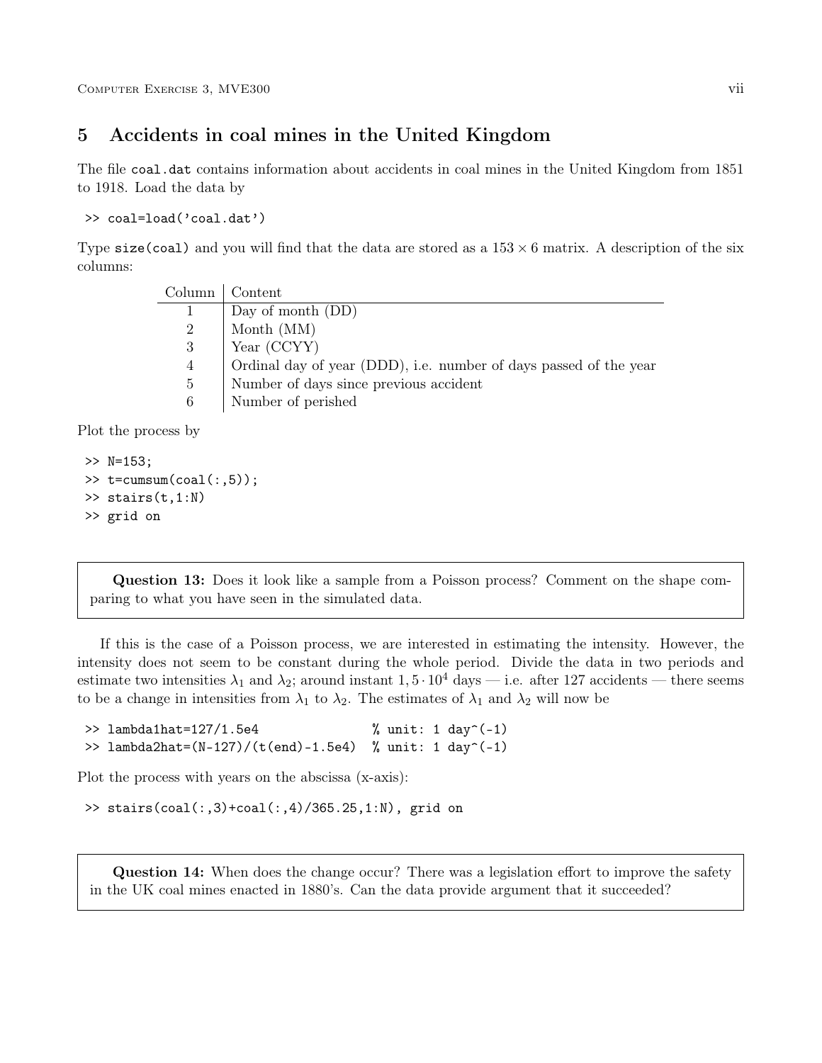## 5 Accidents in coal mines in the United Kingdom

The file `coal.dat` contains information about accidents in coal mines in the United Kingdom from 1851 to 1918. Load the data by

```
>> coal=load('coal.dat')
```

Type `size(coal)` and you will find that the data are stored as a $153 \times 6$ matrix. A description of the six columns:

| Column | Content |
|---|---|
| 1 | Day of month (DD) |
| 2 | Month (MM) |
| 3 | Year (CCYY) |
| 4 | Ordinal day of year (DDD), i.e. number of days passed of the year |
| 5 | Number of days since previous accident |
| 6 | Number of perished |

Plot the process by

```
>> N=153;
>> t=cumsum(coal(:,5));
>> stairs(t,1:N)
>> grid on
```

> **Question 13:** Does it look like a sample from a Poisson process? Comment on the shape comparing to what you have seen in the simulated data.

If this is the case of a Poisson process, we are interested in estimating the intensity. However, the intensity does not seem to be constant during the whole period. Divide the data in two periods and estimate two intensities $\lambda_1$ and $\lambda_2$; around instant $1,5 \cdot 10^4$ days — i.e. after 127 accidents — there seems to be a change in intensities from $\lambda_1$ to $\lambda_2$. The estimates of $\lambda_1$ and $\lambda_2$ will now be

```
>> lambda1hat=127/1.5e4               % unit: 1 day^(-1)
>> lambda2hat=(N-127)/(t(end)-1.5e4)  % unit: 1 day^(-1)
```

Plot the process with years on the abscissa (x-axis):

```
>> stairs(coal(:,3)+coal(:,4)/365.25,1:N), grid on
```

> **Question 14:** When does the change occur? There was a legislation effort to improve the safety in the UK coal mines enacted in 1880's. Can the data provide argument that it succeeded?